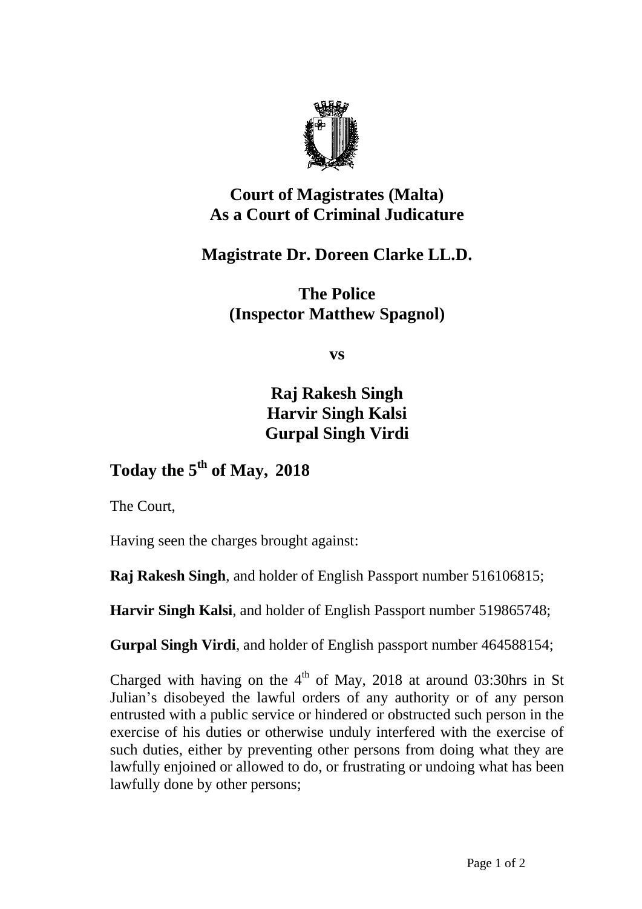# Court of Magistrates (Malta) As a Court of Criminal Judicature

## Magistrate Dr. Doreen Clarke LL.D.

## The Police (Inspector Matthew Spagnol)

**vs**

## Raj Rakesh Singh Harvir Singh Kalsi Gurpal Singh Virdi

## Today the 5th of May, 2018

The Court,

Having seen the charges brought against:

**Raj Rakesh Singh**, and holder of English Passport number 516106815;

**Harvir Singh Kalsi**, and holder of English Passport number 519865748;

**Gurpal Singh Virdi**, and holder of English passport number 464588154;

Charged with having on the 4th of May, 2018 at around 03:30hrs in St Julian's disobeyed the lawful orders of any authority or of any person entrusted with a public service or hindered or obstructed such person in the exercise of his duties or otherwise unduly interfered with the exercise of such duties, either by preventing other persons from doing what they are lawfully enjoined or allowed to do, or frustrating or undoing what has been lawfully done by other persons;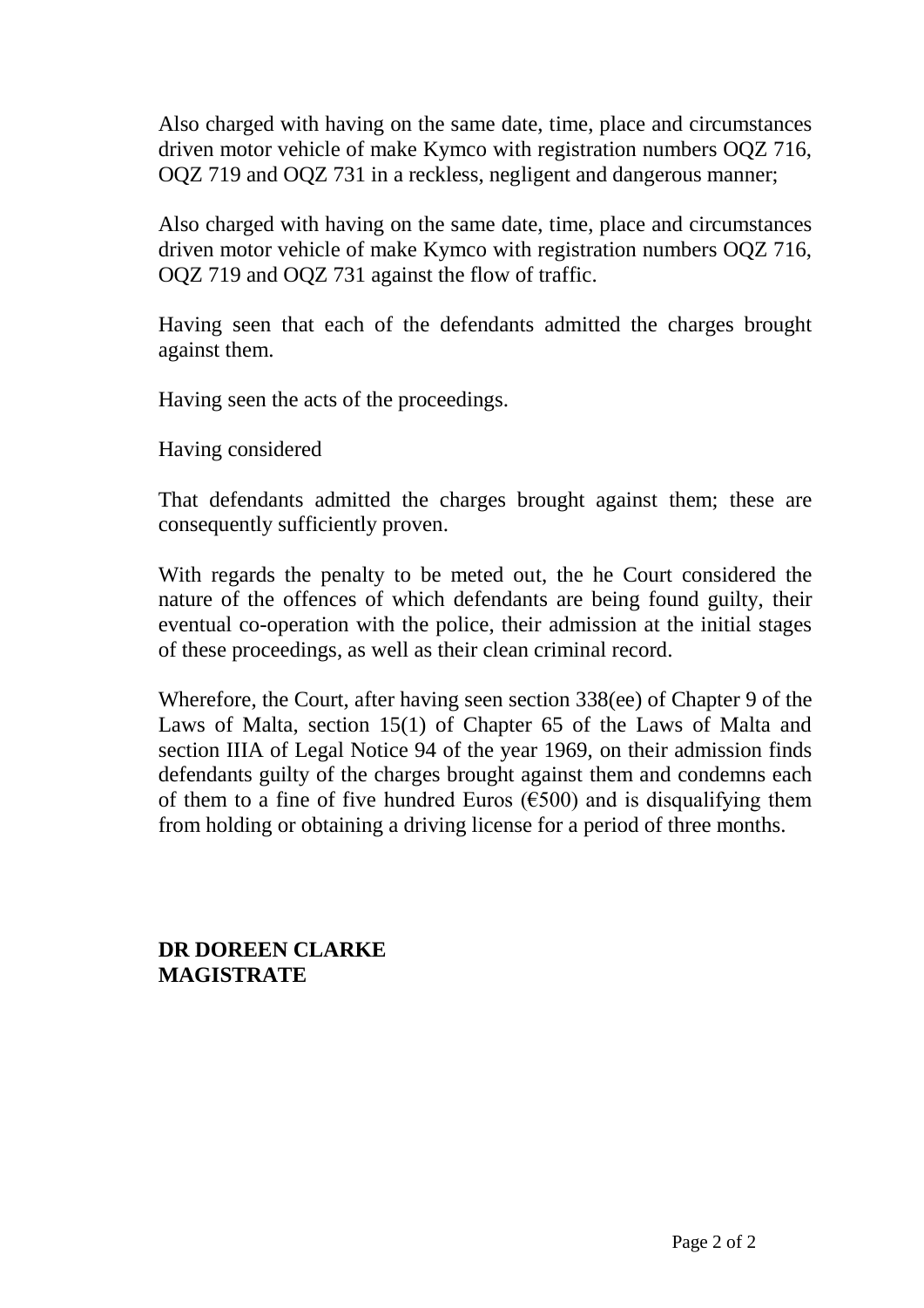Also charged with having on the same date, time, place and circumstances driven motor vehicle of make Kymco with registration numbers OQZ 716, OQZ 719 and OQZ 731 in a reckless, negligent and dangerous manner;

Also charged with having on the same date, time, place and circumstances driven motor vehicle of make Kymco with registration numbers OQZ 716, OQZ 719 and OQZ 731 against the flow of traffic.

Having seen that each of the defendants admitted the charges brought against them.

Having seen the acts of the proceedings.

Having considered

That defendants admitted the charges brought against them; these are consequently sufficiently proven.

With regards the penalty to be meted out, the he Court considered the nature of the offences of which defendants are being found guilty, their eventual co-operation with the police, their admission at the initial stages of these proceedings, as well as their clean criminal record.

Wherefore, the Court, after having seen section 338(ee) of Chapter 9 of the Laws of Malta, section 15(1) of Chapter 65 of the Laws of Malta and section IIIA of Legal Notice 94 of the year 1969, on their admission finds defendants guilty of the charges brought against them and condemns each of them to a fine of five hundred Euros (€500) and is disqualifying them from holding or obtaining a driving license for a period of three months.

**DR DOREEN CLARKE**
**MAGISTRATE**